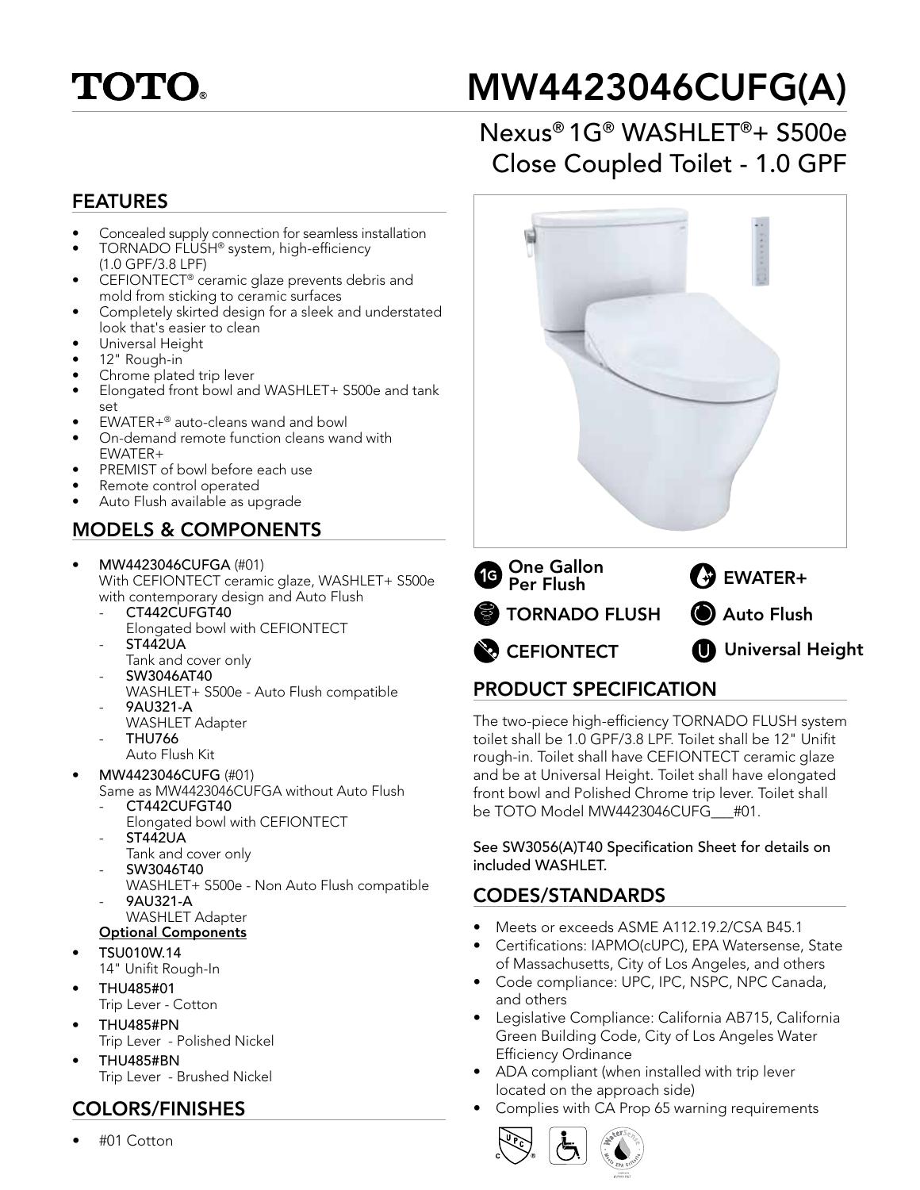# TOTO®

# MW4423046CUFG(A)

## Nexus® 1G® WASHLET®+ S500e Close Coupled Toilet - 1.0 GPF

## FEATURES

- Concealed supply connection for seamless installation
- TORNADO FLUSH® system, high-efficiency (1.0 GPF/3.8 LPF)
- CEFIONTECT® ceramic glaze prevents debris and mold from sticking to ceramic surfaces
- Completely skirted design for a sleek and understated look that's easier to clean
- Universal Height
- 12" Rough-in
- Chrome plated trip lever
- Elongated front bowl and WASHLET+ S500e and tank set
- EWATER+® auto-cleans wand and bowl
- On-demand remote function cleans wand with EWATER+
- PREMIST of bowl before each use
- Remote control operated
- Auto Flush available as upgrade

## MODELS & COMPONENTS

- **MW4423046CUFGA** (#01)
  With CEFIONTECT ceramic glaze, WASHLET+ S500e with contemporary design and Auto Flush
  - **CT442CUFGT40**
    Elongated bowl with CEFIONTECT
  - **ST442UA**
    Tank and cover only
  - **SW3046AT40**
    WASHLET+ S500e - Auto Flush compatible
  - **9AU321-A**
    WASHLET Adapter
  - **THU766**
    Auto Flush Kit
- **MW4423046CUFG** (#01)
  Same as MW4423046CUFGA without Auto Flush
  - **CT442CUFGT40**
    Elongated bowl with CEFIONTECT
  - **ST442UA**
    Tank and cover only
  - **SW3046T40**
    WASHLET+ S500e - Non Auto Flush compatible
  - **9AU321-A**
    WASHLET Adapter

**Optional Components**

- **TSU010W.14**
  14" Unifit Rough-In
- **THU485#01**
  Trip Lever - Cotton
- **THU485#PN**
  Trip Lever - Polished Nickel
- **THU485#BN**
  Trip Lever - Brushed Nickel

## COLORS/FINISHES

- #01 Cotton

One Gallon Per Flush | EWATER+ | TORNADO FLUSH | Auto Flush | CEFIONTECT | Universal Height

## PRODUCT SPECIFICATION

The two-piece high-efficiency TORNADO FLUSH system toilet shall be 1.0 GPF/3.8 LPF. Toilet shall be 12" Unifit rough-in. Toilet shall have CEFIONTECT ceramic glaze and be at Universal Height. Toilet shall have elongated front bowl and Polished Chrome trip lever. Toilet shall be TOTO Model MW4423046CUFG___#01.

See SW3056(A)T40 Specification Sheet for details on included WASHLET.

## CODES/STANDARDS

- Meets or exceeds ASME A112.19.2/CSA B45.1
- Certifications: IAPMO(cUPC), EPA Watersense, State of Massachusetts, City of Los Angeles, and others
- Code compliance: UPC, IPC, NSPC, NPC Canada, and others
- Legislative Compliance: California AB715, California Green Building Code, City of Los Angeles Water Efficiency Ordinance
- ADA compliant (when installed with trip lever located on the approach side)
- Complies with CA Prop 65 warning requirements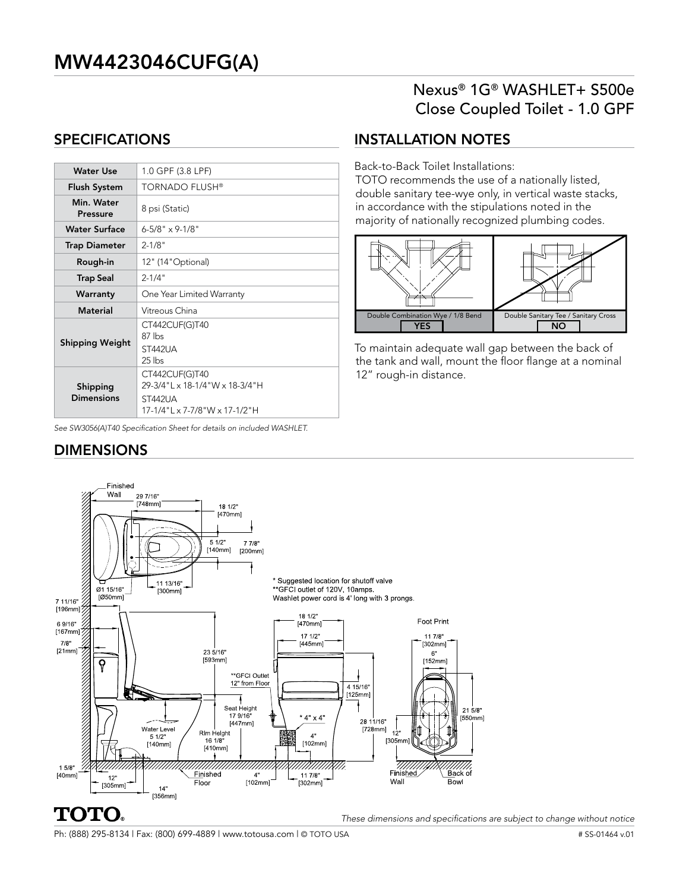# MW4423046CUFG(A)

Nexus® 1G® WASHLET+ S500e
Close Coupled Toilet - 1.0 GPF

## SPECIFICATIONS

| | |
|---|---|
| **Water Use** | 1.0 GPF (3.8 LPF) |
| **Flush System** | TORNADO FLUSH® |
| **Min. Water Pressure** | 8 psi (Static) |
| **Water Surface** | 6-5/8" x 9-1/8" |
| **Trap Diameter** | 2-1/8" |
| **Rough-in** | 12" (14"Optional) |
| **Trap Seal** | 2-1/4" |
| **Warranty** | One Year Limited Warranty |
| **Material** | Vitreous China |
| **Shipping Weight** | CT442CUF(G)T40<br>87 lbs<br>ST442UA<br>25 lbs |
| **Shipping Dimensions** | CT442CUF(G)T40<br>29-3/4"L x 18-1/4"W x 18-3/4"H<br>ST442UA<br>17-1/4"L x 7-7/8"W x 17-1/2"H |

*See SW3056(A)T40 Specification Sheet for details on included WASHLET.*

## INSTALLATION NOTES

Back-to-Back Toilet Installations:
TOTO recommends the use of a nationally listed, double sanitary tee-wye only, in vertical waste stacks, in accordance with the stipulations noted in the majority of nationally recognized plumbing codes.

Double Combination Wye / 1/8 Bend
YES

Double Sanitary Tee / Sanitary Cross
NO

To maintain adequate wall gap between the back of the tank and wall, mount the floor flange at a nominal 12" rough-in distance.

## DIMENSIONS

Finished Wall
29 7/16" [748mm]
18 1/2" [470mm]
5 1/2" [140mm]
7 7/8" [200mm]
11 13/16" [300mm]
Ø1 15/16" [Ø50mm]
7 11/16" [196mm]
6 9/16" [167mm]
7/8" [21mm]
23 5/16" [593mm]
Water Level 5 1/2" [140mm]
Rim Height 16 1/8" [410mm]
Seat Height 17 9/16" [447mm]
1 5/8" [40mm]
12" [305mm]
14" [356mm]
Finished Floor

\* Suggested location for shutoff valve
\*\*GFCI outlet of 120V, 10amps.
Washlet power cord is 4' long with 3 prongs.

18 1/2" [470mm]
17 1/2" [445mm]
\*\*GFCI Outlet 12" from Floor
4 15/16" [125mm]
\* 4" x 4"
28 11/16" [728mm]
4" [102mm]
4" [102mm]
11 7/8" [302mm]

Foot Print
11 7/8" [302mm]
6" [152mm]
21 5/8" [550mm]
12" [305mm]
Finished Wall
Back of Bowl

*These dimensions and specifications are subject to change without notice*

Ph: (888) 295-8134 | Fax: (800) 699-4889 | www.totousa.com | © TOTO USA

# SS-01464 v.01